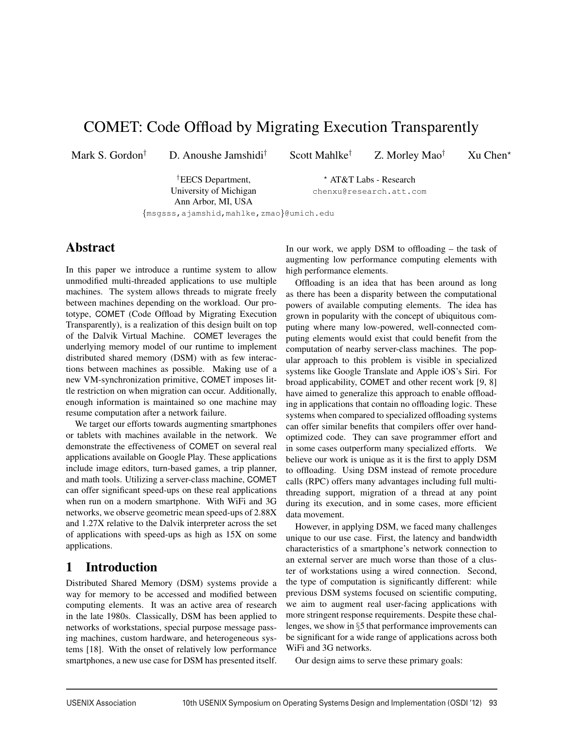# COMET: Code Offload by Migrating Execution Transparently

Mark S. Gordon[†] D. Anoushe Jamshidi[†] Scott Mahlke[†] Z. Morley Mao[†] Xu Chen[⋆]

[†]EECS Department, University of Michigan Ann Arbor, MI, USA
{msgsss,ajamshid,mahlke,zmao}@umich.edu

[⋆] AT&T Labs - Research
chenxu@research.att.com

## Abstract

In this paper we introduce a runtime system to allow unmodified multi-threaded applications to use multiple machines. The system allows threads to migrate freely between machines depending on the workload. Our prototype, COMET (Code Offload by Migrating Execution Transparently), is a realization of this design built on top of the Dalvik Virtual Machine. COMET leverages the underlying memory model of our runtime to implement distributed shared memory (DSM) with as few interactions between machines as possible. Making use of a new VM-synchronization primitive, COMET imposes little restriction on when migration can occur. Additionally, enough information is maintained so one machine may resume computation after a network failure.

We target our efforts towards augmenting smartphones or tablets with machines available in the network. We demonstrate the effectiveness of COMET on several real applications available on Google Play. These applications include image editors, turn-based games, a trip planner, and math tools. Utilizing a server-class machine, COMET can offer significant speed-ups on these real applications when run on a modern smartphone. With WiFi and 3G networks, we observe geometric mean speed-ups of 2.88X and 1.27X relative to the Dalvik interpreter across the set of applications with speed-ups as high as 15X on some applications.

## 1 Introduction

Distributed Shared Memory (DSM) systems provide a way for memory to be accessed and modified between computing elements. It was an active area of research in the late 1980s. Classically, DSM has been applied to networks of workstations, special purpose message passing machines, custom hardware, and heterogeneous systems [18]. With the onset of relatively low performance smartphones, a new use case for DSM has presented itself. In our work, we apply DSM to offloading – the task of augmenting low performance computing elements with high performance elements.

Offloading is an idea that has been around as long as there has been a disparity between the computational powers of available computing elements. The idea has grown in popularity with the concept of ubiquitous computing where many low-powered, well-connected computing elements would exist that could benefit from the computation of nearby server-class machines. The popular approach to this problem is visible in specialized systems like Google Translate and Apple iOS's Siri. For broad applicability, COMET and other recent work [9, 8] have aimed to generalize this approach to enable offloading in applications that contain no offloading logic. These systems when compared to specialized offloading systems can offer similar benefits that compilers offer over hand-optimized code. They can save programmer effort and in some cases outperform many specialized efforts. We believe our work is unique as it is the first to apply DSM to offloading. Using DSM instead of remote procedure calls (RPC) offers many advantages including full multi-threading support, migration of a thread at any point during its execution, and in some cases, more efficient data movement.

However, in applying DSM, we faced many challenges unique to our use case. First, the latency and bandwidth characteristics of a smartphone's network connection to an external server are much worse than those of a cluster of workstations using a wired connection. Second, the type of computation is significantly different: while previous DSM systems focused on scientific computing, we aim to augment real user-facing applications with more stringent response requirements. Despite these challenges, we show in §5 that performance improvements can be significant for a wide range of applications across both WiFi and 3G networks.

Our design aims to serve these primary goals: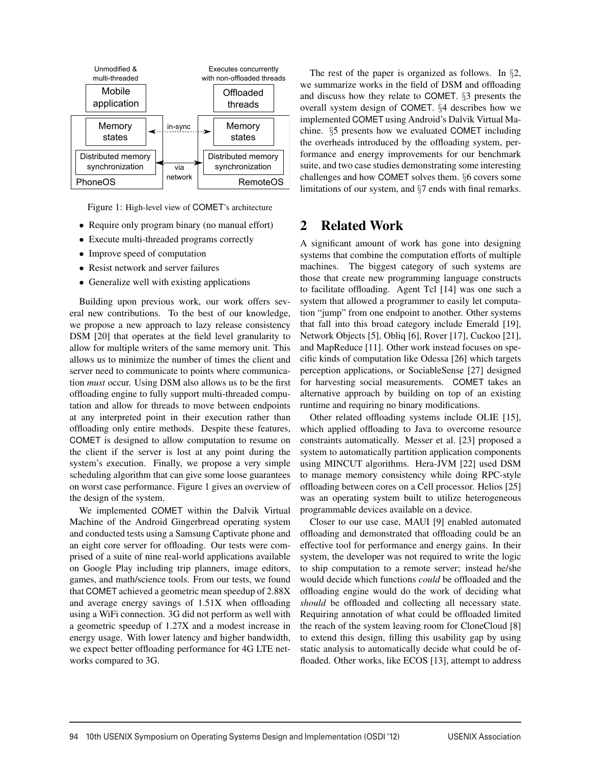Unmodified & multi-threaded

Mobile application

Executes concurrently with non-offloaded threads

Offloaded threads

Memory states

in-sync

Memory states

Distributed memory synchronization

via network

Distributed memory synchronization

PhoneOS

RemoteOS

Figure 1: High-level view of COMET's architecture

- Require only program binary (no manual effort)
- Execute multi-threaded programs correctly
- Improve speed of computation
- Resist network and server failures
- Generalize well with existing applications

Building upon previous work, our work offers several new contributions. To the best of our knowledge, we propose a new approach to lazy release consistency DSM [20] that operates at the field level granularity to allow for multiple writers of the same memory unit. This allows us to minimize the number of times the client and server need to communicate to points where communication *must* occur. Using DSM also allows us to be the first offloading engine to fully support multi-threaded computation and allow for threads to move between endpoints at any interpreted point in their execution rather than offloading only entire methods. Despite these features, COMET is designed to allow computation to resume on the client if the server is lost at any point during the system's execution. Finally, we propose a very simple scheduling algorithm that can give some loose guarantees on worst case performance. Figure 1 gives an overview of the design of the system.

We implemented COMET within the Dalvik Virtual Machine of the Android Gingerbread operating system and conducted tests using a Samsung Captivate phone and an eight core server for offloading. Our tests were comprised of a suite of nine real-world applications available on Google Play including trip planners, image editors, games, and math/science tools. From our tests, we found that COMET achieved a geometric mean speedup of 2.88X and average energy savings of 1.51X when offloading using a WiFi connection. 3G did not perform as well with a geometric speedup of 1.27X and a modest increase in energy usage. With lower latency and higher bandwidth, we expect better offloading performance for 4G LTE networks compared to 3G.

The rest of the paper is organized as follows. In §2, we summarize works in the field of DSM and offloading and discuss how they relate to COMET. §3 presents the overall system design of COMET. §4 describes how we implemented COMET using Android's Dalvik Virtual Machine. §5 presents how we evaluated COMET including the overheads introduced by the offloading system, performance and energy improvements for our benchmark suite, and two case studies demonstrating some interesting challenges and how COMET solves them. §6 covers some limitations of our system, and §7 ends with final remarks.

## 2 Related Work

A significant amount of work has gone into designing systems that combine the computation efforts of multiple machines. The biggest category of such systems are those that create new programming language constructs to facilitate offloading. Agent Tcl [14] was one such a system that allowed a programmer to easily let computation "jump" from one endpoint to another. Other systems that fall into this broad category include Emerald [19], Network Objects [5], Obliq [6], Rover [17], Cuckoo [21], and MapReduce [11]. Other work instead focuses on specific kinds of computation like Odessa [26] which targets perception applications, or SociableSense [27] designed for harvesting social measurements. COMET takes an alternative approach by building on top of an existing runtime and requiring no binary modifications.

Other related offloading systems include OLIE [15], which applied offloading to Java to overcome resource constraints automatically. Messer et al. [23] proposed a system to automatically partition application components using MINCUT algorithms. Hera-JVM [22] used DSM to manage memory consistency while doing RPC-style offloading between cores on a Cell processor. Helios [25] was an operating system built to utilize heterogeneous programmable devices available on a device.

Closer to our use case, MAUI [9] enabled automated offloading and demonstrated that offloading could be an effective tool for performance and energy gains. In their system, the developer was not required to write the logic to ship computation to a remote server; instead he/she would decide which functions *could* be offloaded and the offloading engine would do the work of deciding what *should* be offloaded and collecting all necessary state. Requiring annotation of what could be offloaded limited the reach of the system leaving room for CloneCloud [8] to extend this design, filling this usability gap by using static analysis to automatically decide what could be offloaded. Other works, like ECOS [13], attempt to address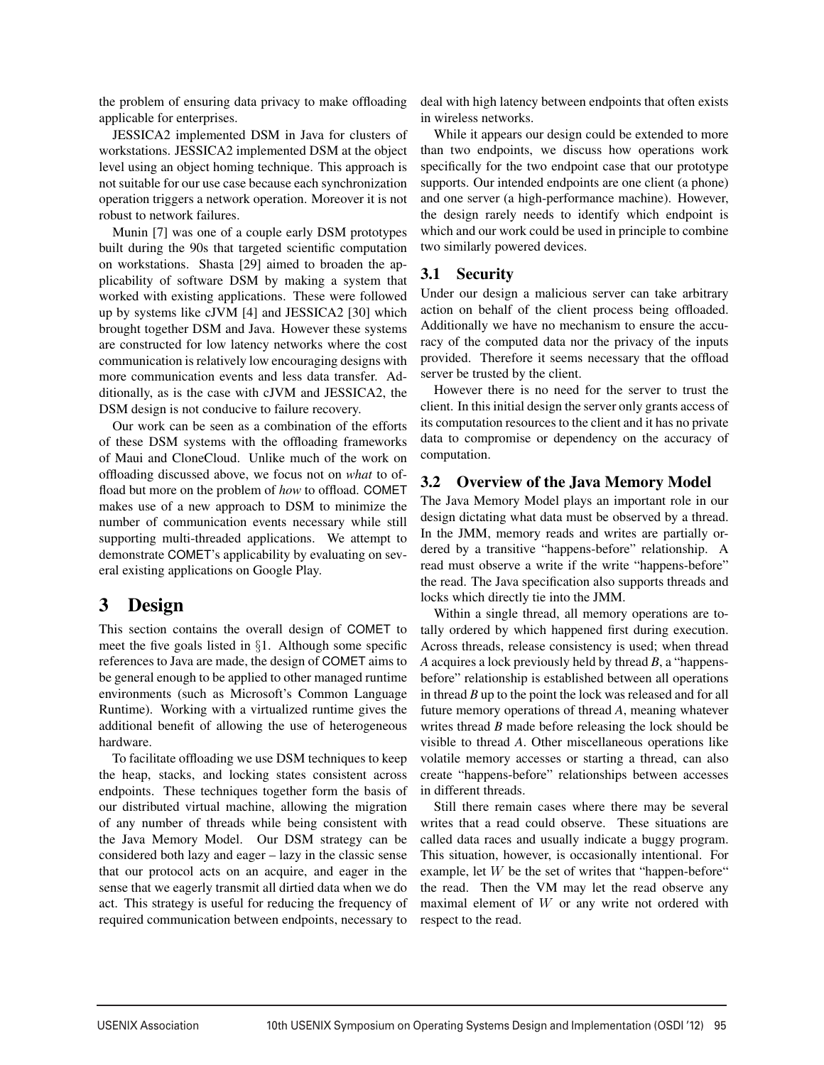the problem of ensuring data privacy to make offloading applicable for enterprises.

JESSICA2 implemented DSM in Java for clusters of workstations. JESSICA2 implemented DSM at the object level using an object homing technique. This approach is not suitable for our use case because each synchronization operation triggers a network operation. Moreover it is not robust to network failures.

Munin [7] was one of a couple early DSM prototypes built during the 90s that targeted scientific computation on workstations. Shasta [29] aimed to broaden the applicability of software DSM by making a system that worked with existing applications. These were followed up by systems like cJVM [4] and JESSICA2 [30] which brought together DSM and Java. However these systems are constructed for low latency networks where the cost communication is relatively low encouraging designs with more communication events and less data transfer. Additionally, as is the case with cJVM and JESSICA2, the DSM design is not conducive to failure recovery.

Our work can be seen as a combination of the efforts of these DSM systems with the offloading frameworks of Maui and CloneCloud. Unlike much of the work on offloading discussed above, we focus not on *what* to offload but more on the problem of *how* to offload. COMET makes use of a new approach to DSM to minimize the number of communication events necessary while still supporting multi-threaded applications. We attempt to demonstrate COMET's applicability by evaluating on several existing applications on Google Play.

# 3 Design

This section contains the overall design of COMET to meet the five goals listed in §1. Although some specific references to Java are made, the design of COMET aims to be general enough to be applied to other managed runtime environments (such as Microsoft's Common Language Runtime). Working with a virtualized runtime gives the additional benefit of allowing the use of heterogeneous hardware.

To facilitate offloading we use DSM techniques to keep the heap, stacks, and locking states consistent across endpoints. These techniques together form the basis of our distributed virtual machine, allowing the migration of any number of threads while being consistent with the Java Memory Model. Our DSM strategy can be considered both lazy and eager – lazy in the classic sense that our protocol acts on an acquire, and eager in the sense that we eagerly transmit all dirtied data when we do act. This strategy is useful for reducing the frequency of required communication between endpoints, necessary to deal with high latency between endpoints that often exists in wireless networks.

While it appears our design could be extended to more than two endpoints, we discuss how operations work specifically for the two endpoint case that our prototype supports. Our intended endpoints are one client (a phone) and one server (a high-performance machine). However, the design rarely needs to identify which endpoint is which and our work could be used in principle to combine two similarly powered devices.

## 3.1 Security

Under our design a malicious server can take arbitrary action on behalf of the client process being offloaded. Additionally we have no mechanism to ensure the accuracy of the computed data nor the privacy of the inputs provided. Therefore it seems necessary that the offload server be trusted by the client.

However there is no need for the server to trust the client. In this initial design the server only grants access of its computation resources to the client and it has no private data to compromise or dependency on the accuracy of computation.

## 3.2 Overview of the Java Memory Model

The Java Memory Model plays an important role in our design dictating what data must be observed by a thread. In the JMM, memory reads and writes are partially ordered by a transitive "happens-before" relationship. A read must observe a write if the write "happens-before" the read. The Java specification also supports threads and locks which directly tie into the JMM.

Within a single thread, all memory operations are totally ordered by which happened first during execution. Across threads, release consistency is used; when thread *A* acquires a lock previously held by thread *B*, a "happens-before" relationship is established between all operations in thread *B* up to the point the lock was released and for all future memory operations of thread *A*, meaning whatever writes thread *B* made before releasing the lock should be visible to thread *A*. Other miscellaneous operations like volatile memory accesses or starting a thread, can also create "happens-before" relationships between accesses in different threads.

Still there remain cases where there may be several writes that a read could observe. These situations are called data races and usually indicate a buggy program. This situation, however, is occasionally intentional. For example, let $W$ be the set of writes that "happen-before" the read. Then the VM may let the read observe any maximal element of $W$ or any write not ordered with respect to the read.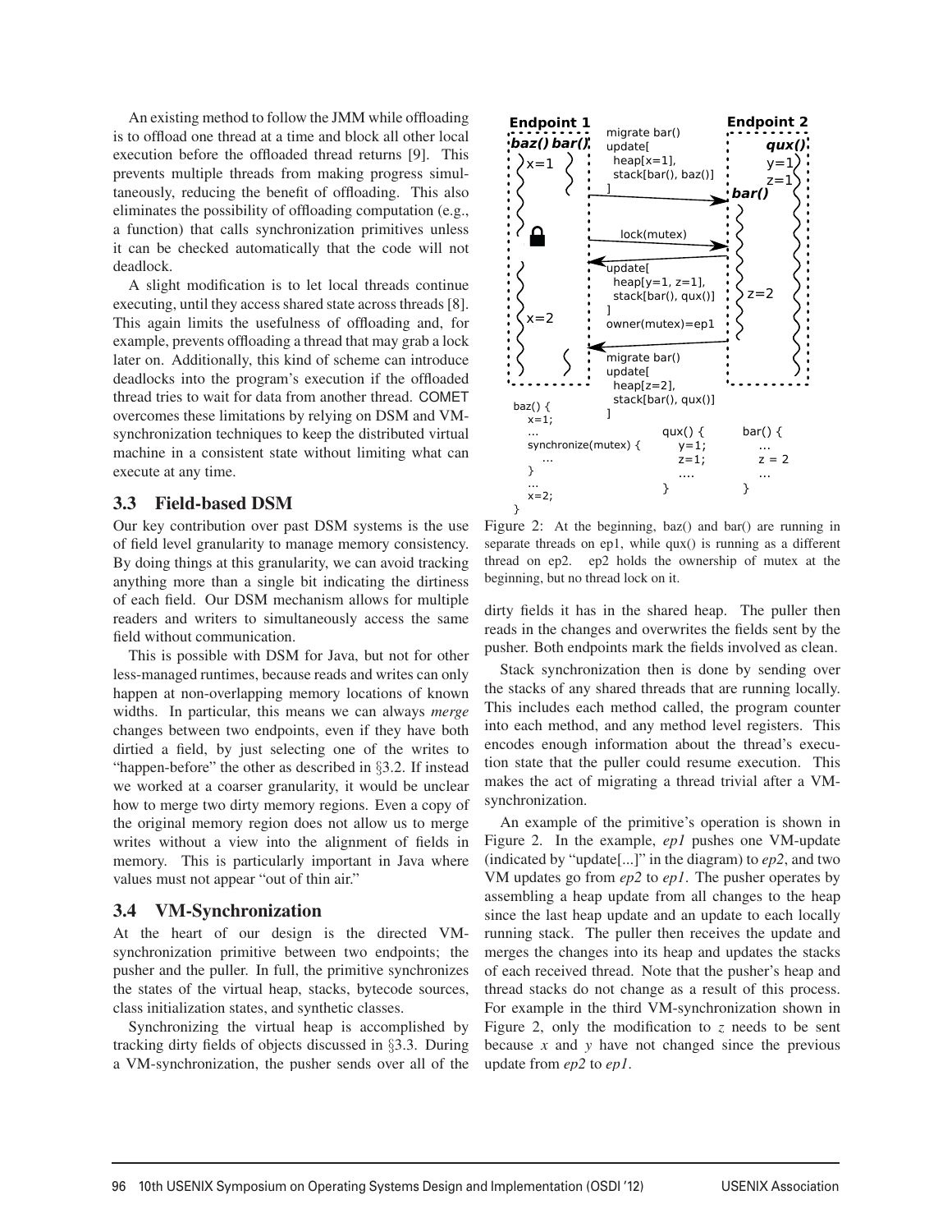An existing method to follow the JMM while offloading is to offload one thread at a time and block all other local execution before the offloaded thread returns [9]. This prevents multiple threads from making progress simultaneously, reducing the benefit of offloading. This also eliminates the possibility of offloading computation (e.g., a function) that calls synchronization primitives unless it can be checked automatically that the code will not deadlock.

A slight modification is to let local threads continue executing, until they access shared state across threads [8]. This again limits the usefulness of offloading and, for example, prevents offloading a thread that may grab a lock later on. Additionally, this kind of scheme can introduce deadlocks into the program's execution if the offloaded thread tries to wait for data from another thread. COMET overcomes these limitations by relying on DSM and VM-synchronization techniques to keep the distributed virtual machine in a consistent state without limiting what can execute at any time.

### 3.3 Field-based DSM

Our key contribution over past DSM systems is the use of field level granularity to manage memory consistency. By doing things at this granularity, we can avoid tracking anything more than a single bit indicating the dirtiness of each field. Our DSM mechanism allows for multiple readers and writers to simultaneously access the same field without communication.

This is possible with DSM for Java, but not for other less-managed runtimes, because reads and writes can only happen at non-overlapping memory locations of known widths. In particular, this means we can always *merge* changes between two endpoints, even if they have both dirtied a field, by just selecting one of the writes to "happen-before" the other as described in §3.2. If instead we worked at a coarser granularity, it would be unclear how to merge two dirty memory regions. Even a copy of the original memory region does not allow us to merge writes without a view into the alignment of fields in memory. This is particularly important in Java where values must not appear "out of thin air."

### 3.4 VM-Synchronization

At the heart of our design is the directed VM-synchronization primitive between two endpoints; the pusher and the puller. In full, the primitive synchronizes the states of the virtual heap, stacks, bytecode sources, class initialization states, and synthetic classes.

Synchronizing the virtual heap is accomplished by tracking dirty fields of objects discussed in §3.3. During a VM-synchronization, the pusher sends over all of the dirty fields it has in the shared heap. The puller then reads in the changes and overwrites the fields sent by the pusher. Both endpoints mark the fields involved as clean.

Stack synchronization then is done by sending over the stacks of any shared threads that are running locally. This includes each method called, the program counter into each method, and any method level registers. This encodes enough information about the thread's execution state that the puller could resume execution. This makes the act of migrating a thread trivial after a VM-synchronization.

An example of the primitive's operation is shown in Figure 2. In the example, *ep1* pushes one VM-update (indicated by "update[...]" in the diagram) to *ep2*, and two VM updates go from *ep2* to *ep1*. The pusher operates by assembling a heap update from all changes to the heap since the last heap update and an update to each locally running stack. The puller then receives the update and merges the changes into its heap and updates the stacks of each received thread. Note that the pusher's heap and thread stacks do not change as a result of this process. For example in the third VM-synchronization shown in Figure 2, only the modification to $z$ needs to be sent because $x$ and $y$ have not changed since the previous update from *ep2* to *ep1*.

Endpoint 1

baz() bar()

x=1

x=2

Endpoint 2

qux()

y=1

z=1

bar()

z=2

migrate bar()
update[
heap[x=1],
stack[bar(), baz()]
]

lock(mutex)

update[
heap[y=1, z=1],
stack[bar(), qux()]
]
owner(mutex)=ep1

migrate bar()
update[
heap[z=2],
stack[bar(), qux()]
]

```
baz() {
  x=1;
  ...
  synchronize(mutex) {
    ...
  }
  ...
  x=2;
}
```

```
qux() {
  y=1;
  z=1;
  ....
}
```

```
bar() {
  ...
  z = 2
  ...
}
```

Figure 2: At the beginning, baz() and bar() are running in separate threads on ep1, while qux() is running as a different thread on ep2. ep2 holds the ownership of mutex at the beginning, but no thread lock on it.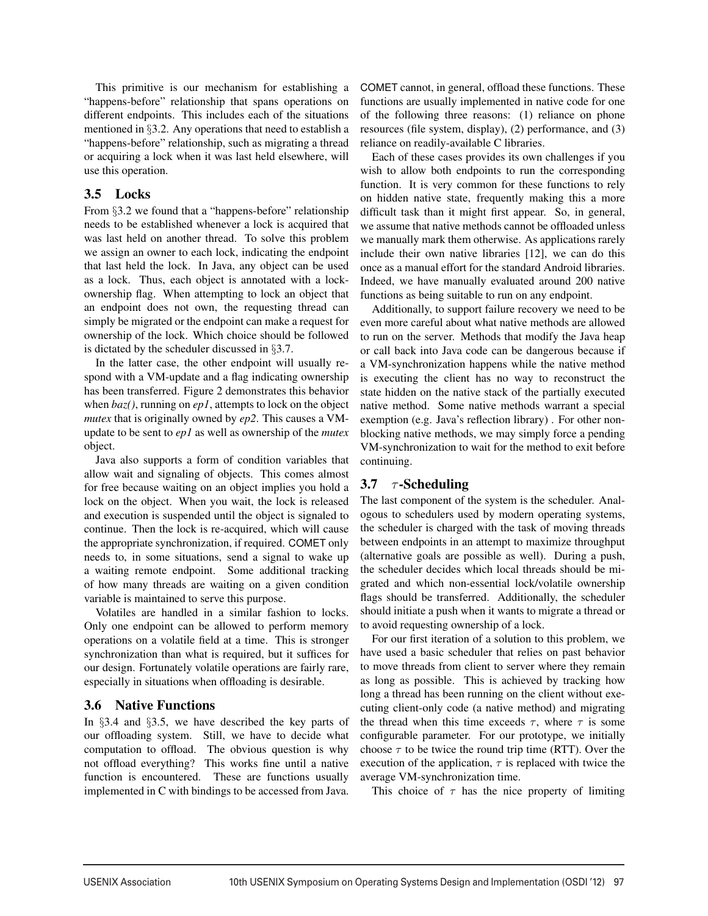This primitive is our mechanism for establishing a "happens-before" relationship that spans operations on different endpoints. This includes each of the situations mentioned in §3.2. Any operations that need to establish a "happens-before" relationship, such as migrating a thread or acquiring a lock when it was last held elsewhere, will use this operation.

## 3.5 Locks

From §3.2 we found that a "happens-before" relationship needs to be established whenever a lock is acquired that was last held on another thread. To solve this problem we assign an owner to each lock, indicating the endpoint that last held the lock. In Java, any object can be used as a lock. Thus, each object is annotated with a lock-ownership flag. When attempting to lock an object that an endpoint does not own, the requesting thread can simply be migrated or the endpoint can make a request for ownership of the lock. Which choice should be followed is dictated by the scheduler discussed in §3.7.

In the latter case, the other endpoint will usually respond with a VM-update and a flag indicating ownership has been transferred. Figure 2 demonstrates this behavior when *baz()*, running on *ep1*, attempts to lock on the object *mutex* that is originally owned by *ep2*. This causes a VM-update to be sent to *ep1* as well as ownership of the *mutex* object.

Java also supports a form of condition variables that allow wait and signaling of objects. This comes almost for free because waiting on an object implies you hold a lock on the object. When you wait, the lock is released and execution is suspended until the object is signaled to continue. Then the lock is re-acquired, which will cause the appropriate synchronization, if required. COMET only needs to, in some situations, send a signal to wake up a waiting remote endpoint. Some additional tracking of how many threads are waiting on a given condition variable is maintained to serve this purpose.

Volatiles are handled in a similar fashion to locks. Only one endpoint can be allowed to perform memory operations on a volatile field at a time. This is stronger synchronization than what is required, but it suffices for our design. Fortunately volatile operations are fairly rare, especially in situations when offloading is desirable.

## 3.6 Native Functions

In §3.4 and §3.5, we have described the key parts of our offloading system. Still, we have to decide what computation to offload. The obvious question is why not offload everything? This works fine until a native function is encountered. These are functions usually implemented in C with bindings to be accessed from Java. COMET cannot, in general, offload these functions. These functions are usually implemented in native code for one of the following three reasons: (1) reliance on phone resources (file system, display), (2) performance, and (3) reliance on readily-available C libraries.

Each of these cases provides its own challenges if you wish to allow both endpoints to run the corresponding function. It is very common for these functions to rely on hidden native state, frequently making this a more difficult task than it might first appear. So, in general, we assume that native methods cannot be offloaded unless we manually mark them otherwise. As applications rarely include their own native libraries [12], we can do this once as a manual effort for the standard Android libraries. Indeed, we have manually evaluated around 200 native functions as being suitable to run on any endpoint.

Additionally, to support failure recovery we need to be even more careful about what native methods are allowed to run on the server. Methods that modify the Java heap or call back into Java code can be dangerous because if a VM-synchronization happens while the native method is executing the client has no way to reconstruct the state hidden on the native stack of the partially executed native method. Some native methods warrant a special exemption (e.g. Java's reflection library) . For other non-blocking native methods, we may simply force a pending VM-synchronization to wait for the method to exit before continuing.

## 3.7 $\tau$-Scheduling

The last component of the system is the scheduler. Analogous to schedulers used by modern operating systems, the scheduler is charged with the task of moving threads between endpoints in an attempt to maximize throughput (alternative goals are possible as well). During a push, the scheduler decides which local threads should be migrated and which non-essential lock/volatile ownership flags should be transferred. Additionally, the scheduler should initiate a push when it wants to migrate a thread or to avoid requesting ownership of a lock.

For our first iteration of a solution to this problem, we have used a basic scheduler that relies on past behavior to move threads from client to server where they remain as long as possible. This is achieved by tracking how long a thread has been running on the client without executing client-only code (a native method) and migrating the thread when this time exceeds $\tau$, where $\tau$ is some configurable parameter. For our prototype, we initially choose $\tau$ to be twice the round trip time (RTT). Over the execution of the application, $\tau$ is replaced with twice the average VM-synchronization time.

This choice of $\tau$ has the nice property of limiting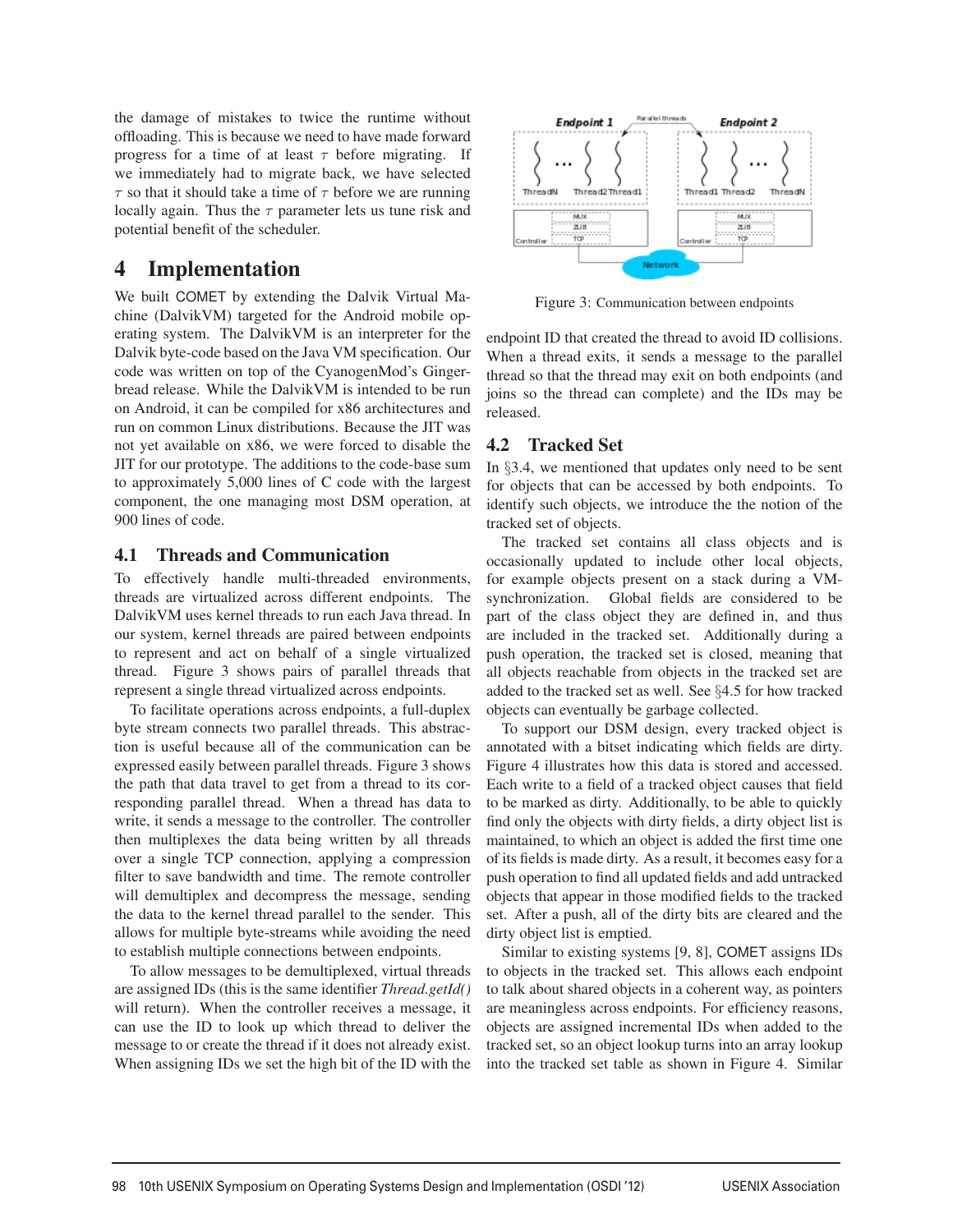the damage of mistakes to twice the runtime without offloading. This is because we need to have made forward progress for a time of at least $\tau$ before migrating. If we immediately had to migrate back, we have selected $\tau$ so that it should take a time of $\tau$ before we are running locally again. Thus the $\tau$ parameter lets us tune risk and potential benefit of the scheduler.

# 4 Implementation

We built COMET by extending the Dalvik Virtual Machine (DalvikVM) targeted for the Android mobile operating system. The DalvikVM is an interpreter for the Dalvik byte-code based on the Java VM specification. Our code was written on top of the CyanogenMod's Gingerbread release. While the DalvikVM is intended to be run on Android, it can be compiled for x86 architectures and run on common Linux distributions. Because the JIT was not yet available on x86, we were forced to disable the JIT for our prototype. The additions to the code-base sum to approximately 5,000 lines of C code with the largest component, the one managing most DSM operation, at 900 lines of code.

## 4.1 Threads and Communication

To effectively handle multi-threaded environments, threads are virtualized across different endpoints. The DalvikVM uses kernel threads to run each Java thread. In our system, kernel threads are paired between endpoints to represent and act on behalf of a single virtualized thread. Figure 3 shows pairs of parallel threads that represent a single thread virtualized across endpoints.

To facilitate operations across endpoints, a full-duplex byte stream connects two parallel threads. This abstraction is useful because all of the communication can be expressed easily between parallel threads. Figure 3 shows the path that data travel to get from a thread to its corresponding parallel thread. When a thread has data to write, it sends a message to the controller. The controller then multiplexes the data being written by all threads over a single TCP connection, applying a compression filter to save bandwidth and time. The remote controller will demultiplex and decompress the message, sending the data to the kernel thread parallel to the sender. This allows for multiple byte-streams while avoiding the need to establish multiple connections between endpoints.

To allow messages to be demultiplexed, virtual threads are assigned IDs (this is the same identifier *Thread.getId()* will return). When the controller receives a message, it can use the ID to look up which thread to deliver the message to or create the thread if it does not already exist. When assigning IDs we set the high bit of the ID with the

Endpoint 1
Parallel threads
Endpoint 2
ThreadN
Thread2
Thread1
Thread1
Thread2
ThreadN
MUX
ZLIB
TCP
Controller
MUX
ZLIB
TCP
Controller
Network

Figure 3: Communication between endpoints

endpoint ID that created the thread to avoid ID collisions. When a thread exits, it sends a message to the parallel thread so that the thread may exit on both endpoints (and joins so the thread can complete) and the IDs may be released.

## 4.2 Tracked Set

In §3.4, we mentioned that updates only need to be sent for objects that can be accessed by both endpoints. To identify such objects, we introduce the the notion of the tracked set of objects.

The tracked set contains all class objects and is occasionally updated to include other local objects, for example objects present on a stack during a VM-synchronization. Global fields are considered to be part of the class object they are defined in, and thus are included in the tracked set. Additionally during a push operation, the tracked set is closed, meaning that all objects reachable from objects in the tracked set are added to the tracked set as well. See §4.5 for how tracked objects can eventually be garbage collected.

To support our DSM design, every tracked object is annotated with a bitset indicating which fields are dirty. Figure 4 illustrates how this data is stored and accessed. Each write to a field of a tracked object causes that field to be marked as dirty. Additionally, to be able to quickly find only the objects with dirty fields, a dirty object list is maintained, to which an object is added the first time one of its fields is made dirty. As a result, it becomes easy for a push operation to find all updated fields and add untracked objects that appear in those modified fields to the tracked set. After a push, all of the dirty bits are cleared and the dirty object list is emptied.

Similar to existing systems [9, 8], COMET assigns IDs to objects in the tracked set. This allows each endpoint to talk about shared objects in a coherent way, as pointers are meaningless across endpoints. For efficiency reasons, objects are assigned incremental IDs when added to the tracked set, so an object lookup turns into an array lookup into the tracked set table as shown in Figure 4. Similar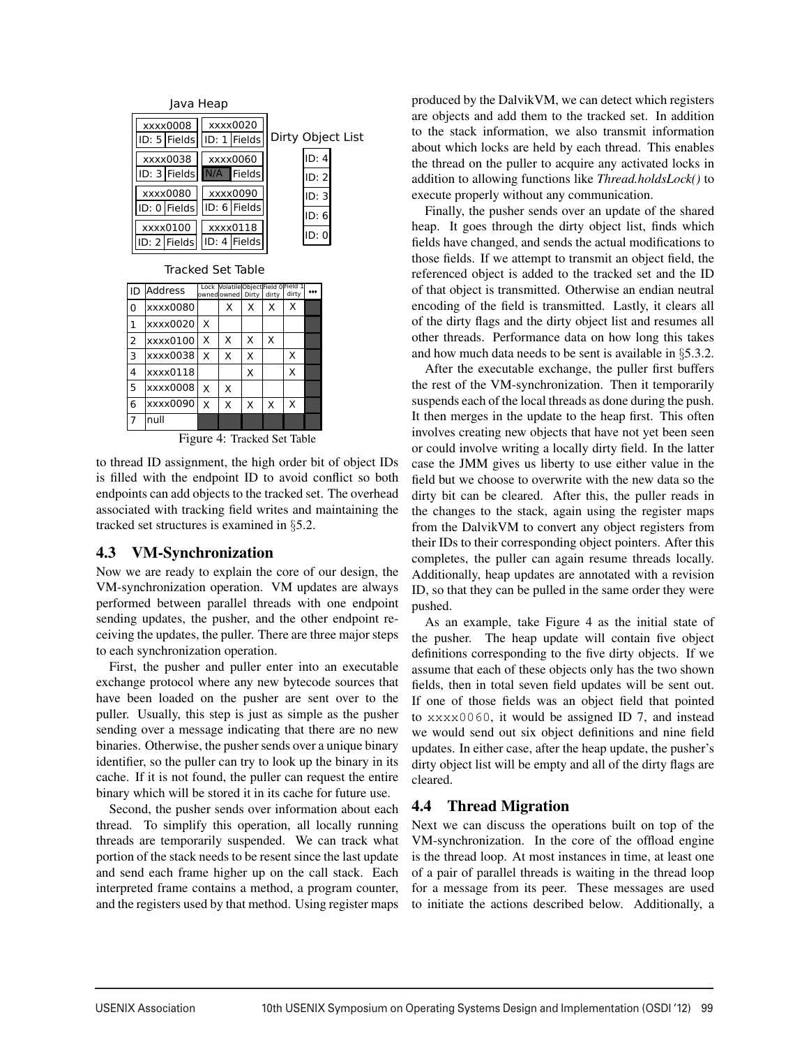Java Heap

xxxx0008 ID: 5 Fields | xxxx0020 ID: 1 Fields

xxxx0038 ID: 3 Fields | xxxx0060 N/A Fields

xxxx0080 ID: 0 Fields | xxxx0090 ID: 6 Fields

xxxx0100 ID: 2 Fields | xxxx0118 ID: 4 Fields

Dirty Object List

ID: 4

ID: 2

ID: 3

ID: 6

ID: 0

Tracked Set Table

| ID | Address | Lock owned | Volatile owned | Object Dirty | Field 0 dirty | Field 1 dirty | ••• |
|---|---|---|---|---|---|---|---|
| 0 | xxxx0080 | | X | X | X | X | |
| 1 | xxxx0020 | X | | | | | |
| 2 | xxxx0100 | X | X | X | X | | |
| 3 | xxxx0038 | X | X | X | | X | |
| 4 | xxxx0118 | | | X | | X | |
| 5 | xxxx0008 | X | X | | | | |
| 6 | xxxx0090 | X | X | X | X | X | |
| 7 | null | | | | | | |

Figure 4: Tracked Set Table

to thread ID assignment, the high order bit of object IDs is filled with the endpoint ID to avoid conflict so both endpoints can add objects to the tracked set. The overhead associated with tracking field writes and maintaining the tracked set structures is examined in §5.2.

## 4.3 VM-Synchronization

Now we are ready to explain the core of our design, the VM-synchronization operation. VM updates are always performed between parallel threads with one endpoint sending updates, the pusher, and the other endpoint receiving the updates, the puller. There are three major steps to each synchronization operation.

First, the pusher and puller enter into an executable exchange protocol where any new bytecode sources that have been loaded on the pusher are sent over to the puller. Usually, this step is just as simple as the pusher sending over a message indicating that there are no new binaries. Otherwise, the pusher sends over a unique binary identifier, so the puller can try to look up the binary in its cache. If it is not found, the puller can request the entire binary which will be stored it in its cache for future use.

Second, the pusher sends over information about each thread. To simplify this operation, all locally running threads are temporarily suspended. We can track what portion of the stack needs to be resent since the last update and send each frame higher up on the call stack. Each interpreted frame contains a method, a program counter, and the registers used by that method. Using register maps produced by the DalvikVM, we can detect which registers are objects and add them to the tracked set. In addition to the stack information, we also transmit information about which locks are held by each thread. This enables the thread on the puller to acquire any activated locks in addition to allowing functions like *Thread.holdsLock()* to execute properly without any communication.

Finally, the pusher sends over an update of the shared heap. It goes through the dirty object list, finds which fields have changed, and sends the actual modifications to those fields. If we attempt to transmit an object field, the referenced object is added to the tracked set and the ID of that object is transmitted. Otherwise an endian neutral encoding of the field is transmitted. Lastly, it clears all of the dirty flags and the dirty object list and resumes all other threads. Performance data on how long this takes and how much data needs to be sent is available in §5.3.2.

After the executable exchange, the puller first buffers the rest of the VM-synchronization. Then it temporarily suspends each of the local threads as done during the push. It then merges in the update to the heap first. This often involves creating new objects that have not yet been seen or could involve writing a locally dirty field. In the latter case the JMM gives us liberty to use either value in the field but we choose to overwrite with the new data so the dirty bit can be cleared. After this, the puller reads in the changes to the stack, again using the register maps from the DalvikVM to convert any object registers from their IDs to their corresponding object pointers. After this completes, the puller can again resume threads locally. Additionally, heap updates are annotated with a revision ID, so that they can be pulled in the same order they were pushed.

As an example, take Figure 4 as the initial state of the pusher. The heap update will contain five object definitions corresponding to the five dirty objects. If we assume that each of these objects only has the two shown fields, then in total seven field updates will be sent out. If one of those fields was an object field that pointed to `xxxx0060`, it would be assigned ID 7, and instead we would send out six object definitions and nine field updates. In either case, after the heap update, the pusher's dirty object list will be empty and all of the dirty flags are cleared.

## 4.4 Thread Migration

Next we can discuss the operations built on top of the VM-synchronization. In the core of the offload engine is the thread loop. At most instances in time, at least one of a pair of parallel threads is waiting in the thread loop for a message from its peer. These messages are used to initiate the actions described below. Additionally, a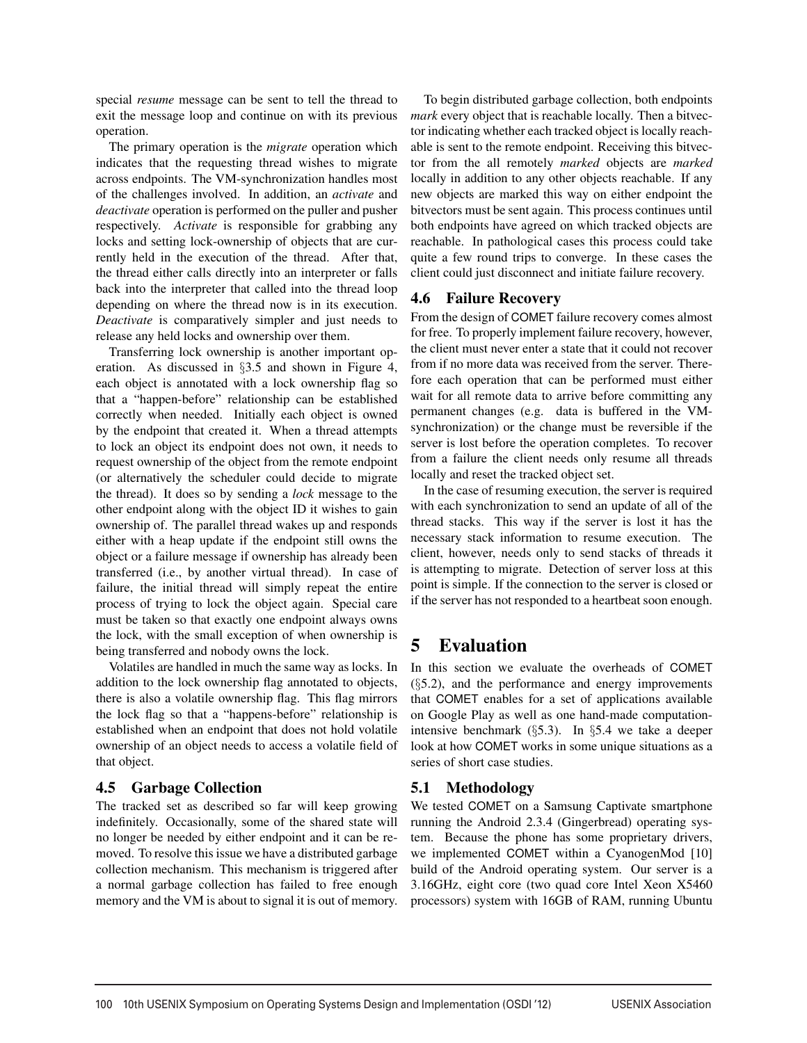special *resume* message can be sent to tell the thread to exit the message loop and continue on with its previous operation.

The primary operation is the *migrate* operation which indicates that the requesting thread wishes to migrate across endpoints. The VM-synchronization handles most of the challenges involved. In addition, an *activate* and *deactivate* operation is performed on the puller and pusher respectively. *Activate* is responsible for grabbing any locks and setting lock-ownership of objects that are currently held in the execution of the thread. After that, the thread either calls directly into an interpreter or falls back into the interpreter that called into the thread loop depending on where the thread now is in its execution. *Deactivate* is comparatively simpler and just needs to release any held locks and ownership over them.

Transferring lock ownership is another important operation. As discussed in §3.5 and shown in Figure 4, each object is annotated with a lock ownership flag so that a "happen-before" relationship can be established correctly when needed. Initially each object is owned by the endpoint that created it. When a thread attempts to lock an object its endpoint does not own, it needs to request ownership of the object from the remote endpoint (or alternatively the scheduler could decide to migrate the thread). It does so by sending a *lock* message to the other endpoint along with the object ID it wishes to gain ownership of. The parallel thread wakes up and responds either with a heap update if the endpoint still owns the object or a failure message if ownership has already been transferred (i.e., by another virtual thread). In case of failure, the initial thread will simply repeat the entire process of trying to lock the object again. Special care must be taken so that exactly one endpoint always owns the lock, with the small exception of when ownership is being transferred and nobody owns the lock.

Volatiles are handled in much the same way as locks. In addition to the lock ownership flag annotated to objects, there is also a volatile ownership flag. This flag mirrors the lock flag so that a "happens-before" relationship is established when an endpoint that does not hold volatile ownership of an object needs to access a volatile field of that object.

### 4.5 Garbage Collection

The tracked set as described so far will keep growing indefinitely. Occasionally, some of the shared state will no longer be needed by either endpoint and it can be removed. To resolve this issue we have a distributed garbage collection mechanism. This mechanism is triggered after a normal garbage collection has failed to free enough memory and the VM is about to signal it is out of memory.

To begin distributed garbage collection, both endpoints *mark* every object that is reachable locally. Then a bitvector indicating whether each tracked object is locally reachable is sent to the remote endpoint. Receiving this bitvector from the all remotely *marked* objects are *marked* locally in addition to any other objects reachable. If any new objects are marked this way on either endpoint the bitvectors must be sent again. This process continues until both endpoints have agreed on which tracked objects are reachable. In pathological cases this process could take quite a few round trips to converge. In these cases the client could just disconnect and initiate failure recovery.

### 4.6 Failure Recovery

From the design of COMET failure recovery comes almost for free. To properly implement failure recovery, however, the client must never enter a state that it could not recover from if no more data was received from the server. Therefore each operation that can be performed must either wait for all remote data to arrive before committing any permanent changes (e.g. data is buffered in the VM-synchronization) or the change must be reversible if the server is lost before the operation completes. To recover from a failure the client needs only resume all threads locally and reset the tracked object set.

In the case of resuming execution, the server is required with each synchronization to send an update of all of the thread stacks. This way if the server is lost it has the necessary stack information to resume execution. The client, however, needs only to send stacks of threads it is attempting to migrate. Detection of server loss at this point is simple. If the connection to the server is closed or if the server has not responded to a heartbeat soon enough.

## 5 Evaluation

In this section we evaluate the overheads of COMET (§5.2), and the performance and energy improvements that COMET enables for a set of applications available on Google Play as well as one hand-made computation-intensive benchmark (§5.3). In §5.4 we take a deeper look at how COMET works in some unique situations as a series of short case studies.

### 5.1 Methodology

We tested COMET on a Samsung Captivate smartphone running the Android 2.3.4 (Gingerbread) operating system. Because the phone has some proprietary drivers, we implemented COMET within a CyanogenMod [10] build of the Android operating system. Our server is a 3.16GHz, eight core (two quad core Intel Xeon X5460 processors) system with 16GB of RAM, running Ubuntu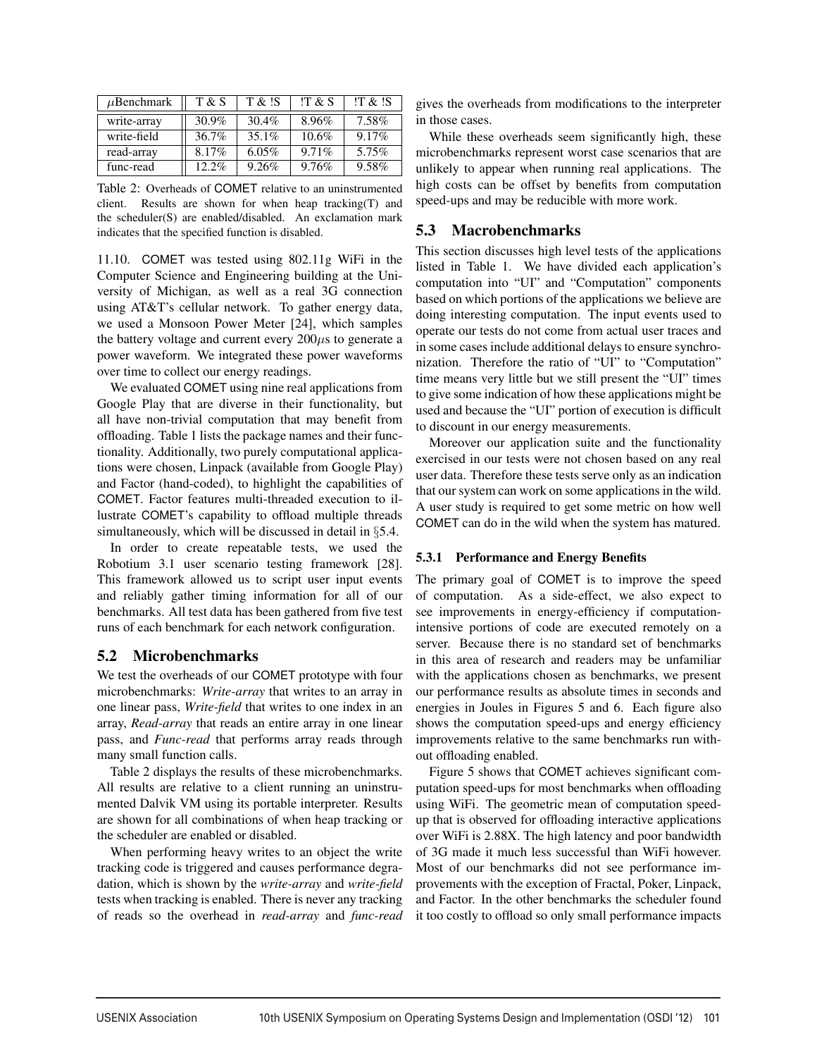| $\mu$Benchmark | T & S | T & !S | !T & S | !T & !S |
|---|---|---|---|---|
| write-array | 30.9% | 30.4% | 8.96% | 7.58% |
| write-field | 36.7% | 35.1% | 10.6% | 9.17% |
| read-array | 8.17% | 6.05% | 9.71% | 5.75% |
| func-read | 12.2% | 9.26% | 9.76% | 9.58% |

Table 2: Overheads of COMET relative to an uninstrumented client. Results are shown for when heap tracking(T) and the scheduler(S) are enabled/disabled. An exclamation mark indicates that the specified function is disabled.

11.10. COMET was tested using 802.11g WiFi in the Computer Science and Engineering building at the University of Michigan, as well as a real 3G connection using AT&T's cellular network. To gather energy data, we used a Monsoon Power Meter [24], which samples the battery voltage and current every 200$\mu$s to generate a power waveform. We integrated these power waveforms over time to collect our energy readings.

We evaluated COMET using nine real applications from Google Play that are diverse in their functionality, but all have non-trivial computation that may benefit from offloading. Table 1 lists the package names and their functionality. Additionally, two purely computational applications were chosen, Linpack (available from Google Play) and Factor (hand-coded), to highlight the capabilities of COMET. Factor features multi-threaded execution to illustrate COMET's capability to offload multiple threads simultaneously, which will be discussed in detail in §5.4.

In order to create repeatable tests, we used the Robotium 3.1 user scenario testing framework [28]. This framework allowed us to script user input events and reliably gather timing information for all of our benchmarks. All test data has been gathered from five test runs of each benchmark for each network configuration.

## 5.2 Microbenchmarks

We test the overheads of our COMET prototype with four microbenchmarks: *Write-array* that writes to an array in one linear pass, *Write-field* that writes to one index in an array, *Read-array* that reads an entire array in one linear pass, and *Func-read* that performs array reads through many small function calls.

Table 2 displays the results of these microbenchmarks. All results are relative to a client running an uninstrumented Dalvik VM using its portable interpreter. Results are shown for all combinations of when heap tracking or the scheduler are enabled or disabled.

When performing heavy writes to an object the write tracking code is triggered and causes performance degradation, which is shown by the *write-array* and *write-field* tests when tracking is enabled. There is never any tracking of reads so the overhead in *read-array* and *func-read* gives the overheads from modifications to the interpreter in those cases.

While these overheads seem significantly high, these microbenchmarks represent worst case scenarios that are unlikely to appear when running real applications. The high costs can be offset by benefits from computation speed-ups and may be reducible with more work.

## 5.3 Macrobenchmarks

This section discusses high level tests of the applications listed in Table 1. We have divided each application's computation into "UI" and "Computation" components based on which portions of the applications we believe are doing interesting computation. The input events used to operate our tests do not come from actual user traces and in some cases include additional delays to ensure synchronization. Therefore the ratio of "UI" to "Computation" time means very little but we still present the "UI" times to give some indication of how these applications might be used and because the "UI" portion of execution is difficult to discount in our energy measurements.

Moreover our application suite and the functionality exercised in our tests were not chosen based on any real user data. Therefore these tests serve only as an indication that our system can work on some applications in the wild. A user study is required to get some metric on how well COMET can do in the wild when the system has matured.

### 5.3.1 Performance and Energy Benefits

The primary goal of COMET is to improve the speed of computation. As a side-effect, we also expect to see improvements in energy-efficiency if computation-intensive portions of code are executed remotely on a server. Because there is no standard set of benchmarks in this area of research and readers may be unfamiliar with the applications chosen as benchmarks, we present our performance results as absolute times in seconds and energies in Joules in Figures 5 and 6. Each figure also shows the computation speed-ups and energy efficiency improvements relative to the same benchmarks run without offloading enabled.

Figure 5 shows that COMET achieves significant computation speed-ups for most benchmarks when offloading using WiFi. The geometric mean of computation speed-up that is observed for offloading interactive applications over WiFi is 2.88X. The high latency and poor bandwidth of 3G made it much less successful than WiFi however. Most of our benchmarks did not see performance improvements with the exception of Fractal, Poker, Linpack, and Factor. In the other benchmarks the scheduler found it too costly to offload so only small performance impacts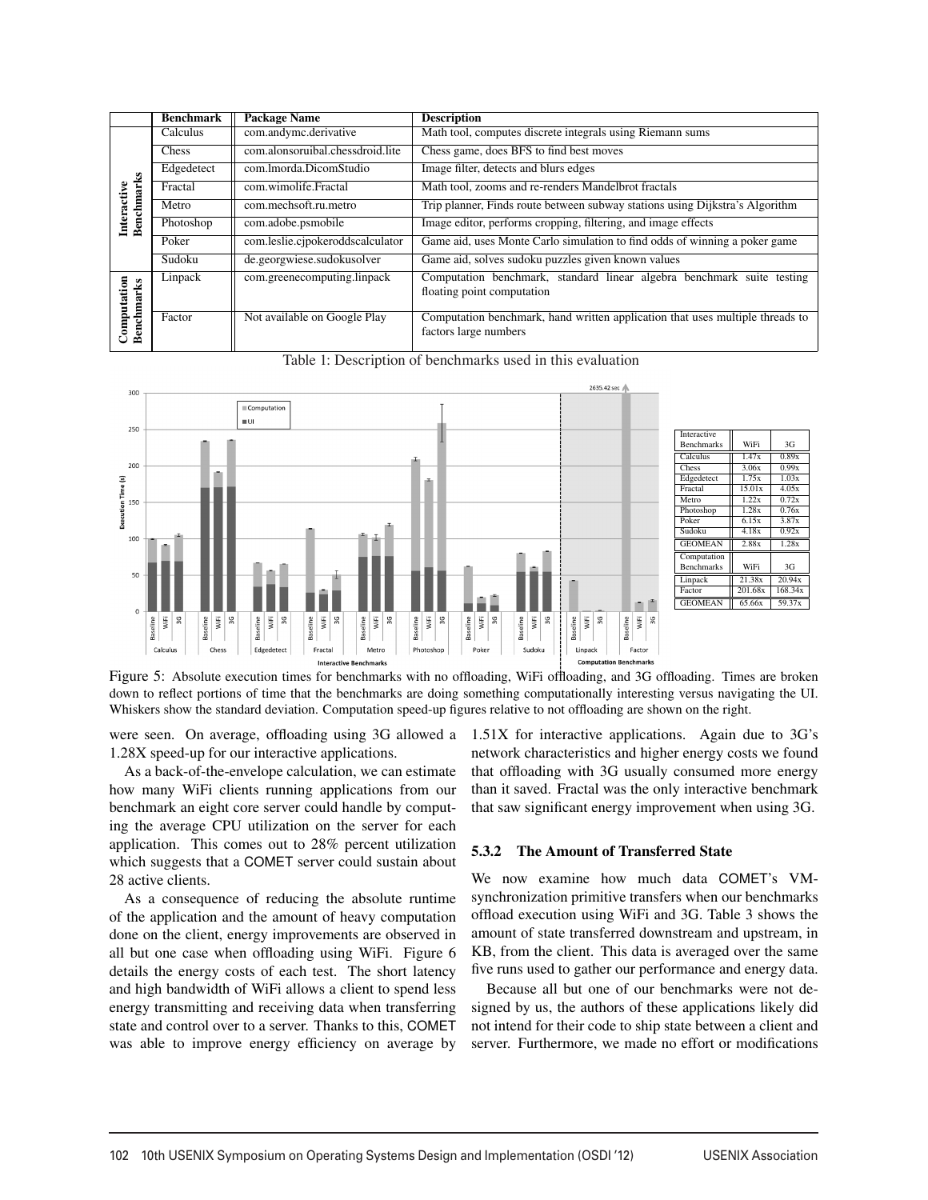| | Benchmark | Package Name | Description |
|---|---|---|---|
| Interactive Benchmarks | Calculus | com.andymc.derivative | Math tool, computes discrete integrals using Riemann sums |
| | Chess | com.alonsoruibal.chessdroid.lite | Chess game, does BFS to find best moves |
| | Edgedetect | com.lmorda.DicomStudio | Image filter, detects and blurs edges |
| | Fractal | com.wimolife.Fractal | Math tool, zooms and re-renders Mandelbrot fractals |
| | Metro | com.mechsoft.ru.metro | Trip planner, Finds route between subway stations using Dijkstra's Algorithm |
| | Photoshop | com.adobe.psmobile | Image editor, performs cropping, filtering, and image effects |
| | Poker | com.leslie.cjpokeroddscalculator | Game aid, uses Monte Carlo simulation to find odds of winning a poker game |
| | Sudoku | de.georgwiese.sudokusolver | Game aid, solves sudoku puzzles given known values |
| Computation Benchmarks | Linpack | com.greenecomputing.linpack | Computation benchmark, standard linear algebra benchmark suite testing floating point computation |
| | Factor | Not available on Google Play | Computation benchmark, hand written application that uses multiple threads to factors large numbers |

Table 1: Description of benchmarks used in this evaluation

Execution Time (s)
300
250
200
150
100
50
0
Computation
UI
2635.42 sec
Baseline WiFi 3G
Calculus Chess Edgedetect Fractal Metro Photoshop Poker Sudoku Linpack Factor
Interactive Benchmarks
Computation Benchmarks

| Interactive Benchmarks | WiFi | 3G |
|---|---|---|
| Calculus | 1.47x | 0.89x |
| Chess | 3.06x | 0.99x |
| Edgedetect | 1.75x | 1.03x |
| Fractal | 15.01x | 4.05x |
| Metro | 1.22x | 0.72x |
| Photoshop | 1.28x | 0.76x |
| Poker | 6.15x | 3.87x |
| Sudoku | 4.18x | 0.92x |
| GEOMEAN | 2.88x | 1.28x |
| **Computation Benchmarks** | **WiFi** | **3G** |
| Linpack | 21.38x | 20.94x |
| Factor | 201.68x | 168.34x |
| GEOMEAN | 65.66x | 59.37x |

Figure 5: Absolute execution times for benchmarks with no offloading, WiFi offloading, and 3G offloading. Times are broken down to reflect portions of time that the benchmarks are doing something computationally interesting versus navigating the UI. Whiskers show the standard deviation. Computation speed-up figures relative to not offloading are shown on the right.

were seen. On average, offloading using 3G allowed a 1.28X speed-up for our interactive applications.

As a back-of-the-envelope calculation, we can estimate how many WiFi clients running applications from our benchmark an eight core server could handle by computing the average CPU utilization on the server for each application. This comes out to 28% percent utilization which suggests that a COMET server could sustain about 28 active clients.

As a consequence of reducing the absolute runtime of the application and the amount of heavy computation done on the client, energy improvements are observed in all but one case when offloading using WiFi. Figure 6 details the energy costs of each test. The short latency and high bandwidth of WiFi allows a client to spend less energy transmitting and receiving data when transferring state and control over to a server. Thanks to this, COMET was able to improve energy efficiency on average by 1.51X for interactive applications. Again due to 3G's network characteristics and higher energy costs we found that offloading with 3G usually consumed more energy than it saved. Fractal was the only interactive benchmark that saw significant energy improvement when using 3G.

### 5.3.2 The Amount of Transferred State

We now examine how much data COMET's VM-synchronization primitive transfers when our benchmarks offload execution using WiFi and 3G. Table 3 shows the amount of state transferred downstream and upstream, in KB, from the client. This data is averaged over the same five runs used to gather our performance and energy data.

Because all but one of our benchmarks were not designed by us, the authors of these applications likely did not intend for their code to ship state between a client and server. Furthermore, we made no effort or modifications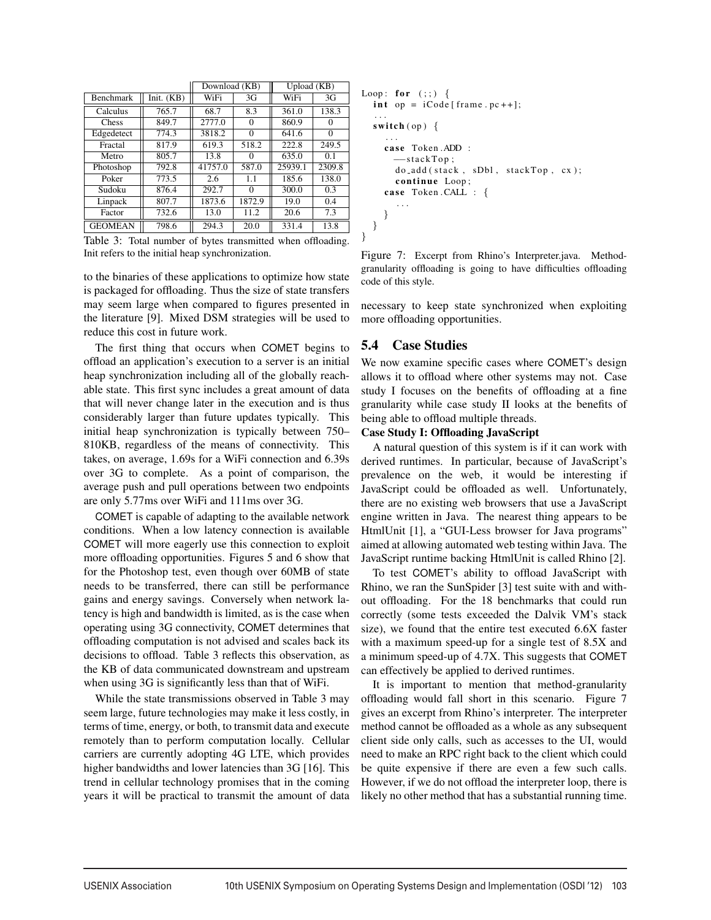| Benchmark | Init. (KB) | Download (KB) | | Upload (KB) | |
|---|---|---|---|---|---|
| | | WiFi | 3G | WiFi | 3G |
| Calculus | 765.7 | 68.7 | 8.3 | 361.0 | 138.3 |
| Chess | 849.7 | 2777.0 | 0 | 860.9 | 0 |
| Edgedetect | 774.3 | 3818.2 | 0 | 641.6 | 0 |
| Fractal | 817.9 | 619.3 | 518.2 | 222.8 | 249.5 |
| Metro | 805.7 | 13.8 | 0 | 635.0 | 0.1 |
| Photoshop | 792.8 | 41757.0 | 587.0 | 25939.1 | 2309.8 |
| Poker | 773.5 | 2.6 | 1.1 | 185.6 | 138.0 |
| Sudoku | 876.4 | 292.7 | 0 | 300.0 | 0.3 |
| Linpack | 807.7 | 1873.6 | 1872.9 | 19.0 | 0.4 |
| Factor | 732.6 | 13.0 | 11.2 | 20.6 | 7.3 |
| GEOMEAN | 798.6 | 294.3 | 20.0 | 331.4 | 13.8 |

Table 3: Total number of bytes transmitted when offloading. Init refers to the initial heap synchronization.

to the binaries of these applications to optimize how state is packaged for offloading. Thus the size of state transfers may seem large when compared to figures presented in the literature [9]. Mixed DSM strategies will be used to reduce this cost in future work.

The first thing that occurs when COMET begins to offload an application's execution to a server is an initial heap synchronization including all of the globally reachable state. This first sync includes a great amount of data that will never change later in the execution and is thus considerably larger than future updates typically. This initial heap synchronization is typically between 750–810KB, regardless of the means of connectivity. This takes, on average, 1.69s for a WiFi connection and 6.39s over 3G to complete. As a point of comparison, the average push and pull operations between two endpoints are only 5.77ms over WiFi and 111ms over 3G.

COMET is capable of adapting to the available network conditions. When a low latency connection is available COMET will more eagerly use this connection to exploit more offloading opportunities. Figures 5 and 6 show that for the Photoshop test, even though over 60MB of state needs to be transferred, there can still be performance gains and energy savings. Conversely when network latency is high and bandwidth is limited, as is the case when operating using 3G connectivity, COMET determines that offloading computation is not advised and scales back its decisions to offload. Table 3 reflects this observation, as the KB of data communicated downstream and upstream when using 3G is significantly less than that of WiFi.

While the state transmissions observed in Table 3 may seem large, future technologies may make it less costly, in terms of time, energy, or both, to transmit data and execute remotely than to perform computation locally. Cellular carriers are currently adopting 4G LTE, which provides higher bandwidths and lower latencies than 3G [16]. This trend in cellular technology promises that in the coming years it will be practical to transmit the amount of data necessary to keep state synchronized when exploiting more offloading opportunities.

```
Loop: for (;;) {
  int op = iCode[frame.pc++];
  ...
  switch(op) {
    ...
    case Token.ADD :
      --stackTop;
      do_add(stack, sDbl, stackTop, cx);
      continue Loop;
    case Token.CALL : {
      ...
    }
  }
}
```

Figure 7: Excerpt from Rhino's Interpreter.java. Method-granularity offloading is going to have difficulties offloading code of this style.

## 5.4 Case Studies

We now examine specific cases where COMET's design allows it to offload where other systems may not. Case study I focuses on the benefits of offloading at a fine granularity while case study II looks at the benefits of being able to offload multiple threads.

**Case Study I: Offloading JavaScript**

A natural question of this system is if it can work with derived runtimes. In particular, because of JavaScript's prevalence on the web, it would be interesting if JavaScript could be offloaded as well. Unfortunately, there are no existing web browsers that use a JavaScript engine written in Java. The nearest thing appears to be HtmlUnit [1], a "GUI-Less browser for Java programs" aimed at allowing automated web testing within Java. The JavaScript runtime backing HtmlUnit is called Rhino [2].

To test COMET's ability to offload JavaScript with Rhino, we ran the SunSpider [3] test suite with and without offloading. For the 18 benchmarks that could run correctly (some tests exceeded the Dalvik VM's stack size), we found that the entire test executed 6.6X faster with a maximum speed-up for a single test of 8.5X and a minimum speed-up of 4.7X. This suggests that COMET can effectively be applied to derived runtimes.

It is important to mention that method-granularity offloading would fall short in this scenario. Figure 7 gives an excerpt from Rhino's interpreter. The interpreter method cannot be offloaded as a whole as any subsequent client side only calls, such as accesses to the UI, would need to make an RPC right back to the client which could be quite expensive if there are even a few such calls. However, if we do not offload the interpreter loop, there is likely no other method that has a substantial running time.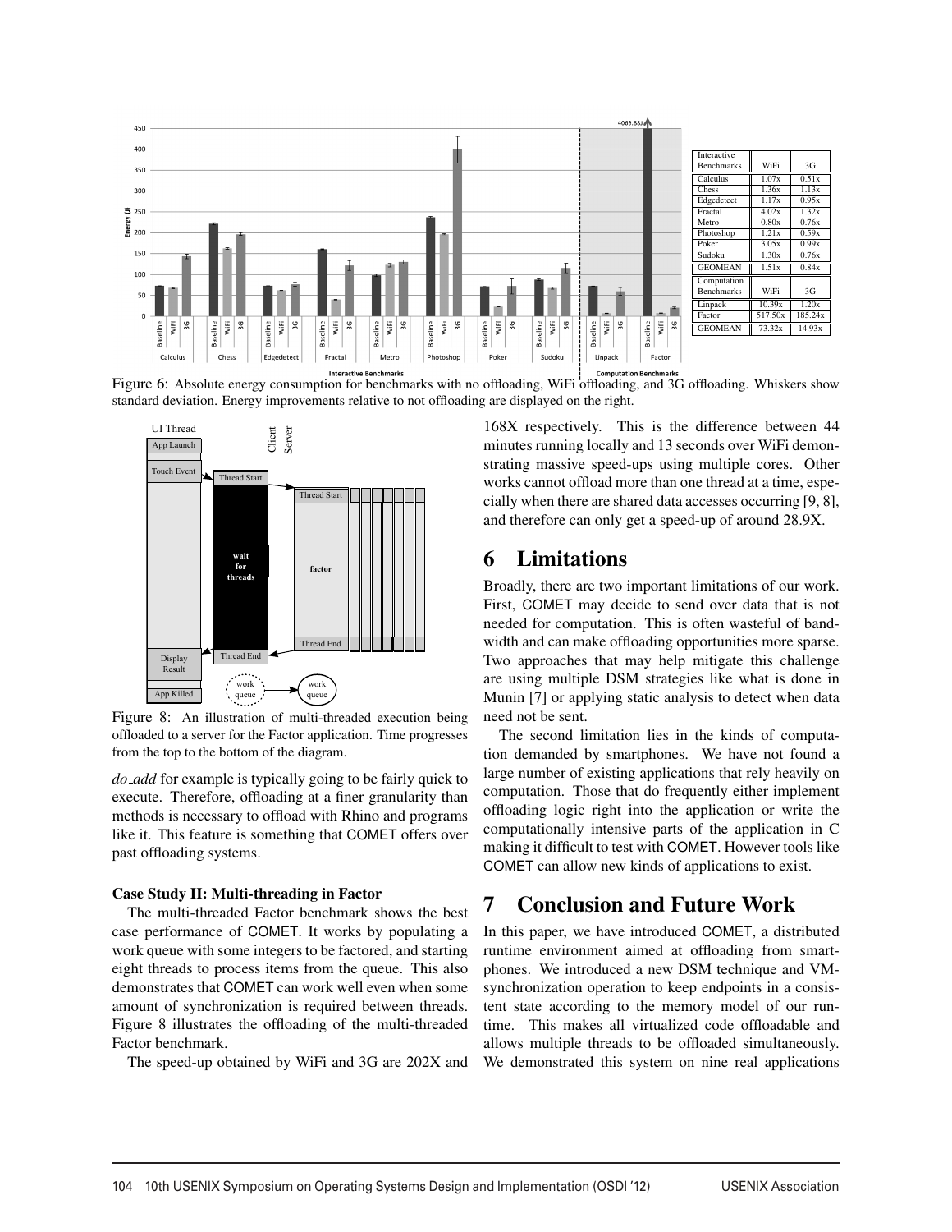4069.88J

450
400
350
300
250
200
150
100
50
0

Energy (J)

Baseline WiFi 3G

Calculus Chess Edgedetect Fractal Metro Photoshop Poker Sudoku Linpack Factor

Interactive Benchmarks

Computation Benchmarks

| Interactive Benchmarks | WiFi | 3G |
|---|---|---|
| Calculus | 1.07x | 0.51x |
| Chess | 1.36x | 1.13x |
| Edgedetect | 1.17x | 0.95x |
| Fractal | 4.02x | 1.32x |
| Metro | 0.80x | 0.76x |
| Photoshop | 1.21x | 0.59x |
| Poker | 3.05x | 0.99x |
| Sudoku | 1.30x | 0.76x |
| GEOMEAN | 1.51x | 0.84x |
| Computation Benchmarks | WiFi | 3G |
| Linpack | 10.39x | 1.20x |
| Factor | 517.50x | 185.24x |
| GEOMEAN | 73.32x | 14.93x |

Figure 6: Absolute energy consumption for benchmarks with no offloading, WiFi offloading, and 3G offloading. Whiskers show standard deviation. Energy improvements relative to not offloading are displayed on the right.

UI Thread

Client

Server

App Launch

Touch Event

Thread Start

Thread Start

wait for threads

factor

Thread End

Display Result

Thread End

App Killed

work queue

work queue

Figure 8: An illustration of multi-threaded execution being offloaded to a server for the Factor application. Time progresses from the top to the bottom of the diagram.

*do_add* for example is typically going to be fairly quick to execute. Therefore, offloading at a finer granularity than methods is necessary to offload with Rhino and programs like it. This feature is something that COMET offers over past offloading systems.

**Case Study II: Multi-threading in Factor**

The multi-threaded Factor benchmark shows the best case performance of COMET. It works by populating a work queue with some integers to be factored, and starting eight threads to process items from the queue. This also demonstrates that COMET can work well even when some amount of synchronization is required between threads. Figure 8 illustrates the offloading of the multi-threaded Factor benchmark.

The speed-up obtained by WiFi and 3G are 202X and 168X respectively. This is the difference between 44 minutes running locally and 13 seconds over WiFi demonstrating massive speed-ups using multiple cores. Other works cannot offload more than one thread at a time, especially when there are shared data accesses occurring [9, 8], and therefore can only get a speed-up of around 28.9X.

# 6 Limitations

Broadly, there are two important limitations of our work. First, COMET may decide to send over data that is not needed for computation. This is often wasteful of bandwidth and can make offloading opportunities more sparse. Two approaches that may help mitigate this challenge are using multiple DSM strategies like what is done in Munin [7] or applying static analysis to detect when data need not be sent.

The second limitation lies in the kinds of computation demanded by smartphones. We have not found a large number of existing applications that rely heavily on computation. Those that do frequently either implement offloading logic right into the application or write the computationally intensive parts of the application in C making it difficult to test with COMET. However tools like COMET can allow new kinds of applications to exist.

# 7 Conclusion and Future Work

In this paper, we have introduced COMET, a distributed runtime environment aimed at offloading from smartphones. We introduced a new DSM technique and VM-synchronization operation to keep endpoints in a consistent state according to the memory model of our runtime. This makes all virtualized code offloadable and allows multiple threads to be offloaded simultaneously. We demonstrated this system on nine real applications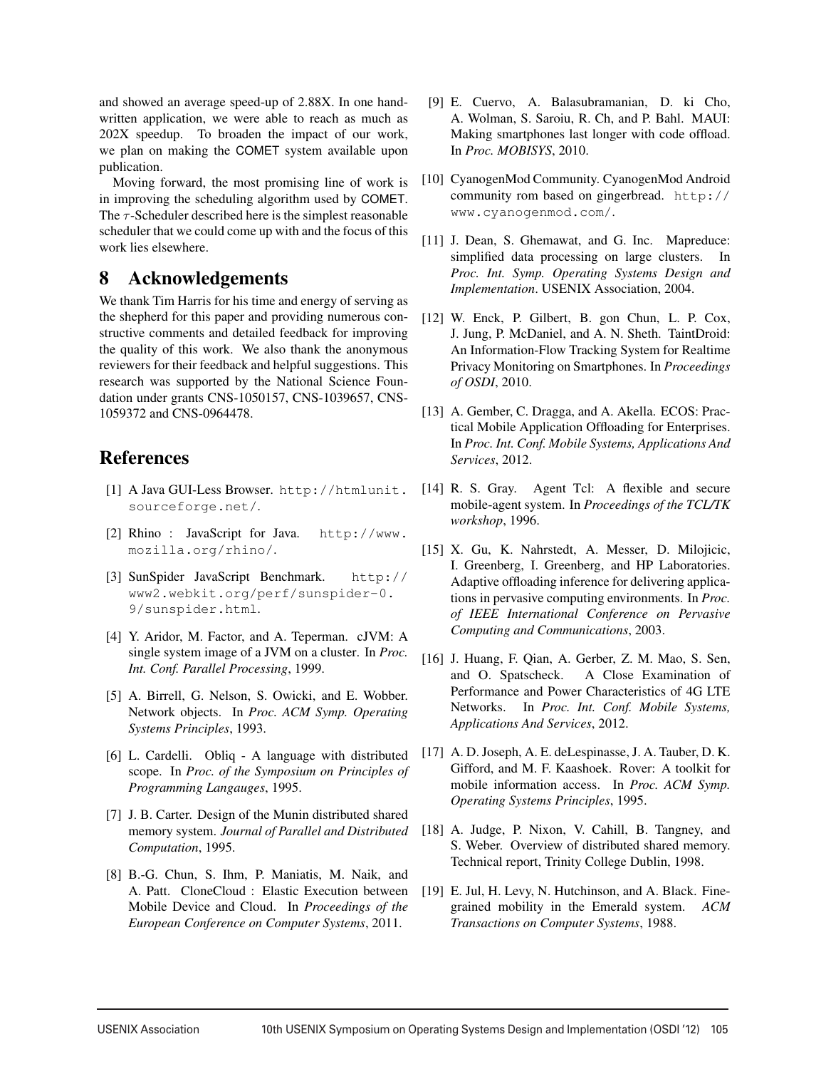and showed an average speed-up of 2.88X. In one hand-written application, we were able to reach as much as 202X speedup. To broaden the impact of our work, we plan on making the COMET system available upon publication.

Moving forward, the most promising line of work is in improving the scheduling algorithm used by COMET. The $\tau$-Scheduler described here is the simplest reasonable scheduler that we could come up with and the focus of this work lies elsewhere.

# 8 Acknowledgements

We thank Tim Harris for his time and energy of serving as the shepherd for this paper and providing numerous constructive comments and detailed feedback for improving the quality of this work. We also thank the anonymous reviewers for their feedback and helpful suggestions. This research was supported by the National Science Foundation under grants CNS-1050157, CNS-1039657, CNS-1059372 and CNS-0964478.

# References

[1] A Java GUI-Less Browser. http://htmlunit.sourceforge.net/.

[2] Rhino : JavaScript for Java. http://www.mozilla.org/rhino/.

[3] SunSpider JavaScript Benchmark. http://www2.webkit.org/perf/sunspider-0.9/sunspider.html.

[4] Y. Aridor, M. Factor, and A. Teperman. cJVM: A single system image of a JVM on a cluster. In *Proc. Int. Conf. Parallel Processing*, 1999.

[5] A. Birrell, G. Nelson, S. Owicki, and E. Wobber. Network objects. In *Proc. ACM Symp. Operating Systems Principles*, 1993.

[6] L. Cardelli. Obliq - A language with distributed scope. In *Proc. of the Symposium on Principles of Programming Langauges*, 1995.

[7] J. B. Carter. Design of the Munin distributed shared memory system. *Journal of Parallel and Distributed Computation*, 1995.

[8] B.-G. Chun, S. Ihm, P. Maniatis, M. Naik, and A. Patt. CloneCloud : Elastic Execution between Mobile Device and Cloud. In *Proceedings of the European Conference on Computer Systems*, 2011.

[9] E. Cuervo, A. Balasubramanian, D. ki Cho, A. Wolman, S. Saroiu, R. Ch, and P. Bahl. MAUI: Making smartphones last longer with code offload. In *Proc. MOBISYS*, 2010.

[10] CyanogenMod Community. CyanogenMod Android community rom based on gingerbread. http://www.cyanogenmod.com/.

[11] J. Dean, S. Ghemawat, and G. Inc. Mapreduce: simplified data processing on large clusters. In *Proc. Int. Symp. Operating Systems Design and Implementation*. USENIX Association, 2004.

[12] W. Enck, P. Gilbert, B. gon Chun, L. P. Cox, J. Jung, P. McDaniel, and A. N. Sheth. TaintDroid: An Information-Flow Tracking System for Realtime Privacy Monitoring on Smartphones. In *Proceedings of OSDI*, 2010.

[13] A. Gember, C. Dragga, and A. Akella. ECOS: Practical Mobile Application Offloading for Enterprises. In *Proc. Int. Conf. Mobile Systems, Applications And Services*, 2012.

[14] R. S. Gray. Agent Tcl: A flexible and secure mobile-agent system. In *Proceedings of the TCL/TK workshop*, 1996.

[15] X. Gu, K. Nahrstedt, A. Messer, D. Milojicic, I. Greenberg, I. Greenberg, and HP Laboratories. Adaptive offloading inference for delivering applications in pervasive computing environments. In *Proc. of IEEE International Conference on Pervasive Computing and Communications*, 2003.

[16] J. Huang, F. Qian, A. Gerber, Z. M. Mao, S. Sen, and O. Spatscheck. A Close Examination of Performance and Power Characteristics of 4G LTE Networks. In *Proc. Int. Conf. Mobile Systems, Applications And Services*, 2012.

[17] A. D. Joseph, A. E. deLespinasse, J. A. Tauber, D. K. Gifford, and M. F. Kaashoek. Rover: A toolkit for mobile information access. In *Proc. ACM Symp. Operating Systems Principles*, 1995.

[18] A. Judge, P. Nixon, V. Cahill, B. Tangney, and S. Weber. Overview of distributed shared memory. Technical report, Trinity College Dublin, 1998.

[19] E. Jul, H. Levy, N. Hutchinson, and A. Black. Fine-grained mobility in the Emerald system. *ACM Transactions on Computer Systems*, 1988.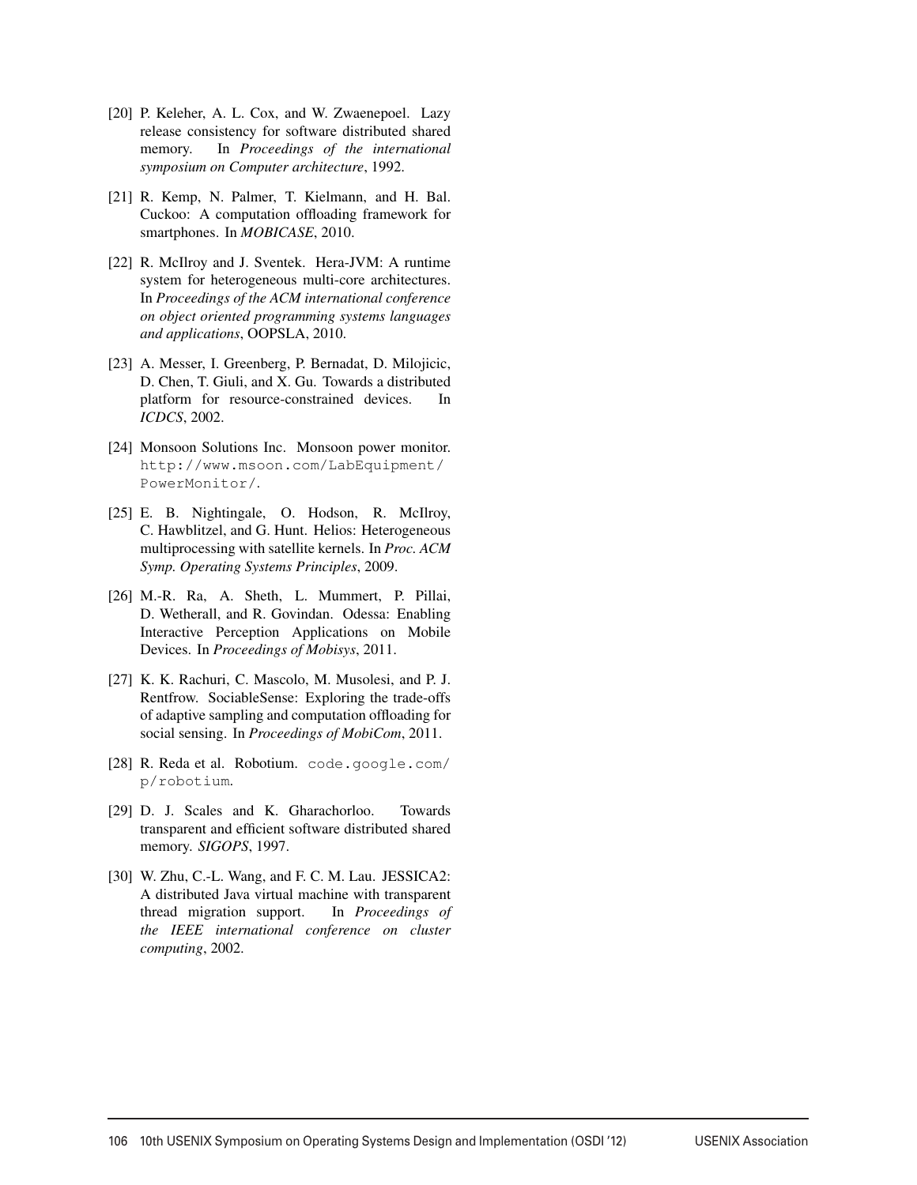[20] P. Keleher, A. L. Cox, and W. Zwaenepoel. Lazy release consistency for software distributed shared memory. In *Proceedings of the international symposium on Computer architecture*, 1992.

[21] R. Kemp, N. Palmer, T. Kielmann, and H. Bal. Cuckoo: A computation offloading framework for smartphones. In *MOBICASE*, 2010.

[22] R. McIlroy and J. Sventek. Hera-JVM: A runtime system for heterogeneous multi-core architectures. In *Proceedings of the ACM international conference on object oriented programming systems languages and applications*, OOPSLA, 2010.

[23] A. Messer, I. Greenberg, P. Bernadat, D. Milojicic, D. Chen, T. Giuli, and X. Gu. Towards a distributed platform for resource-constrained devices. In *ICDCS*, 2002.

[24] Monsoon Solutions Inc. Monsoon power monitor. `http://www.msoon.com/LabEquipment/PowerMonitor/`.

[25] E. B. Nightingale, O. Hodson, R. McIlroy, C. Hawblitzel, and G. Hunt. Helios: Heterogeneous multiprocessing with satellite kernels. In *Proc. ACM Symp. Operating Systems Principles*, 2009.

[26] M.-R. Ra, A. Sheth, L. Mummert, P. Pillai, D. Wetherall, and R. Govindan. Odessa: Enabling Interactive Perception Applications on Mobile Devices. In *Proceedings of Mobisys*, 2011.

[27] K. K. Rachuri, C. Mascolo, M. Musolesi, and P. J. Rentfrow. SociableSense: Exploring the trade-offs of adaptive sampling and computation offloading for social sensing. In *Proceedings of MobiCom*, 2011.

[28] R. Reda et al. Robotium. `code.google.com/p/robotium`.

[29] D. J. Scales and K. Gharachorloo. Towards transparent and efficient software distributed shared memory. *SIGOPS*, 1997.

[30] W. Zhu, C.-L. Wang, and F. C. M. Lau. JESSICA2: A distributed Java virtual machine with transparent thread migration support. In *Proceedings of the IEEE international conference on cluster computing*, 2002.